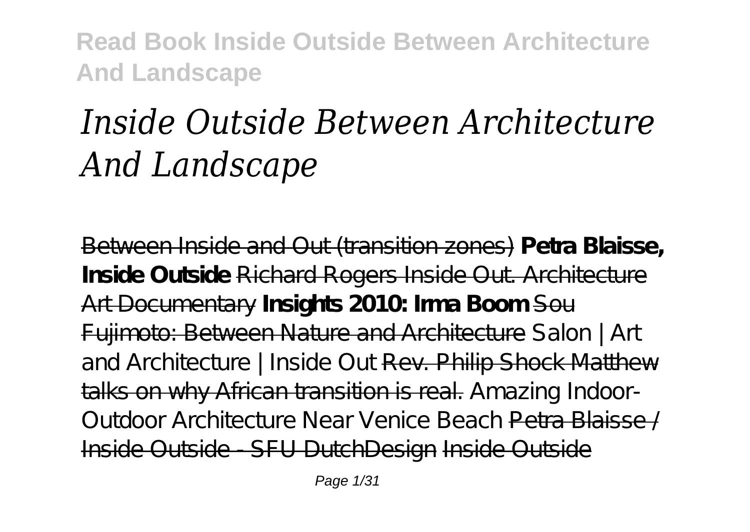# *Inside Outside Between Architecture And Landscape*

~~Between Inside and Out (transition zones)~~ **Petra Blaisse, Inside Outside** ~~Richard Rogers Inside Out. Architecture Art Documentary~~ **Insights 2010: Irma Boom** ~~Sou Fujimoto: Between Nature and Architecture~~ Salon | Art and Architecture | Inside Out ~~Rev. Philip Shock Matthew talks on why African transition is real.~~ Amazing Indoor-Outdoor Architecture Near Venice Beach ~~Petra Blaisse / Inside Outside - SFU DutchDesign~~ ~~Inside Outside~~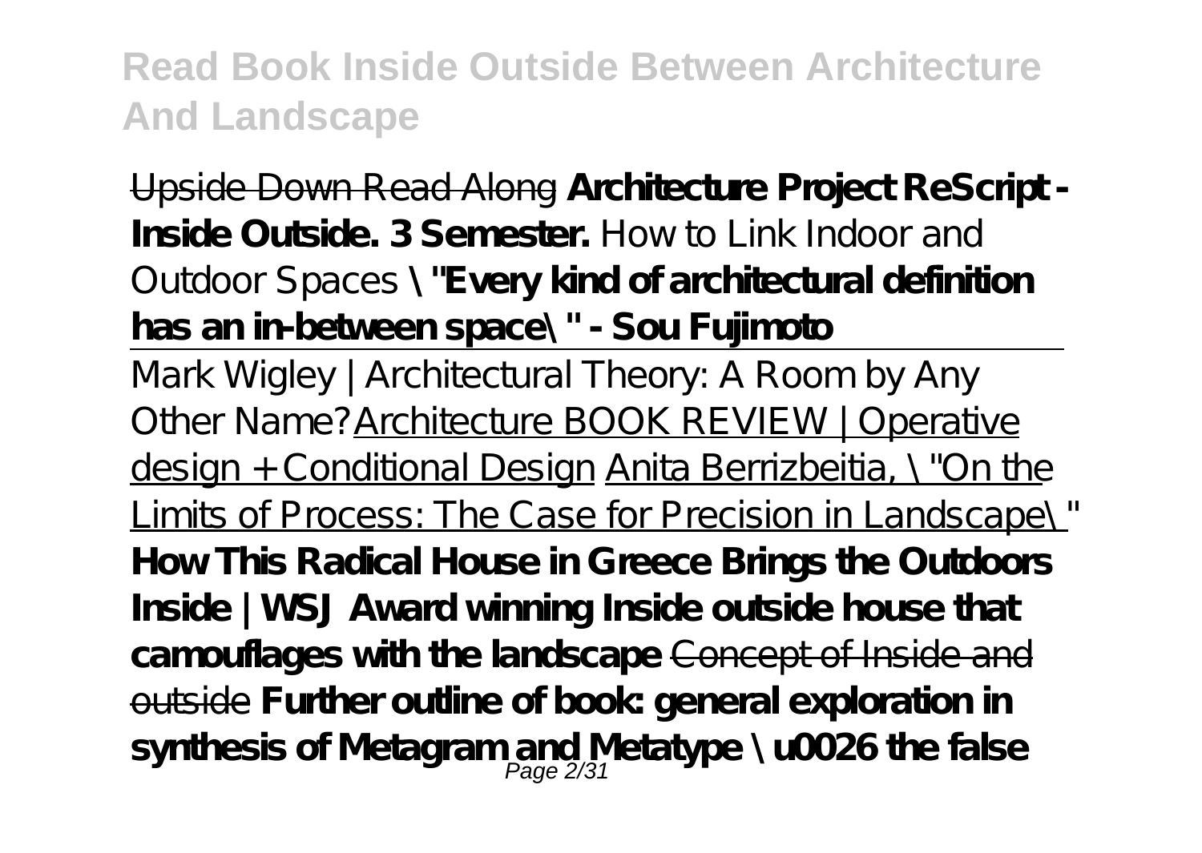Upside Down Read Along **Architecture Project ReScript - Inside Outside. 3 Semester.** How to Link Indoor and Outdoor Spaces **\"Every kind of architectural definition has an in-between space\" - Sou Fujimoto**

Mark Wigley | Architectural Theory: A Room by Any Other Name? Architecture BOOK REVIEW | Operative design + Conditional Design Anita Berrizbeitia, \"On the Limits of Process: The Case for Precision in Landscape\" **How This Radical House in Greece Brings the Outdoors Inside | WSJ Award winning Inside outside house that camouflages with the landscape** Concept of Inside and outside **Further outline of book: general exploration in synthesis of Metagram and Metatype \u0026 the false**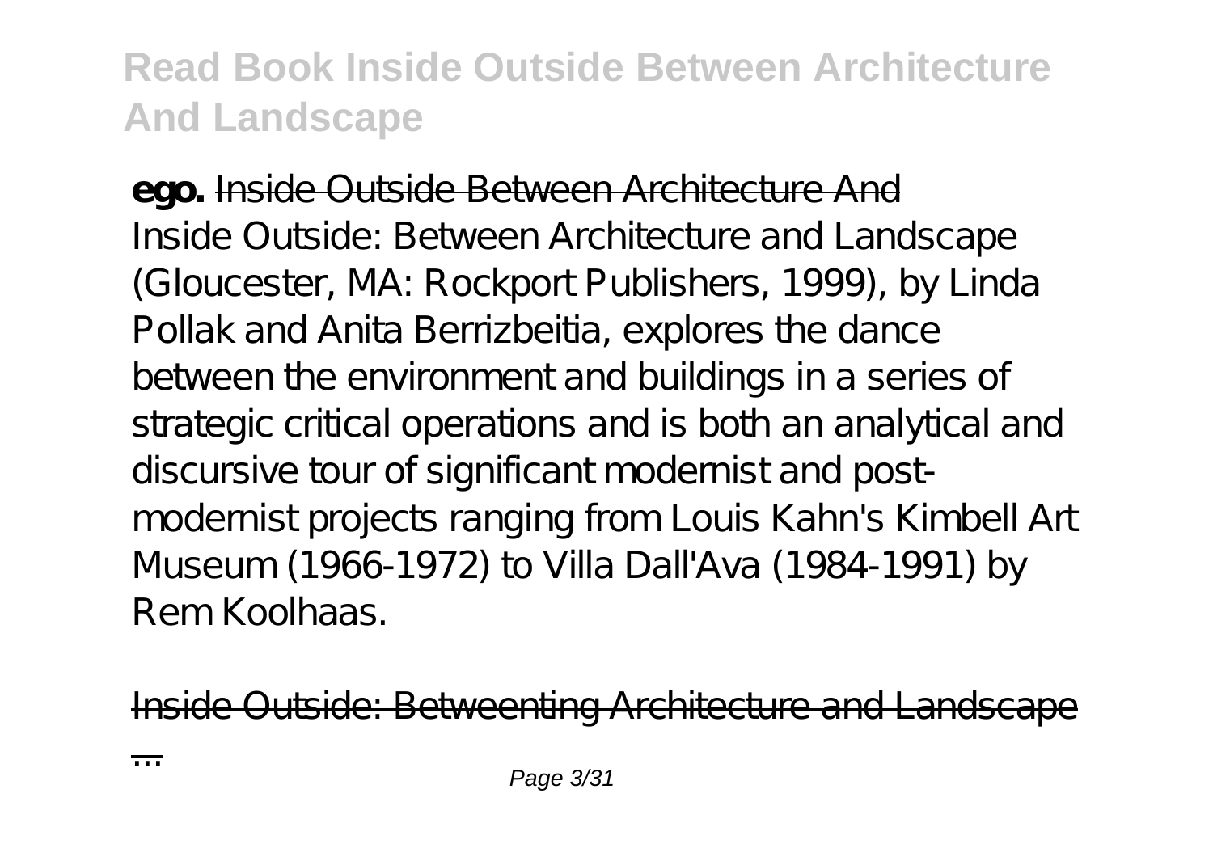**ego.** Inside Outside Between Architecture And

Inside Outside: Between Architecture and Landscape (Gloucester, MA: Rockport Publishers, 1999), by Linda Pollak and Anita Berrizbeitia, explores the dance between the environment and buildings in a series of strategic critical operations and is both an analytical and discursive tour of significant modernist and post-modernist projects ranging from Louis Kahn's Kimbell Art Museum (1966-1972) to Villa Dall'Ava (1984-1991) by Rem Koolhaas.

Inside Outside: Betweenting Architecture and Landscape ...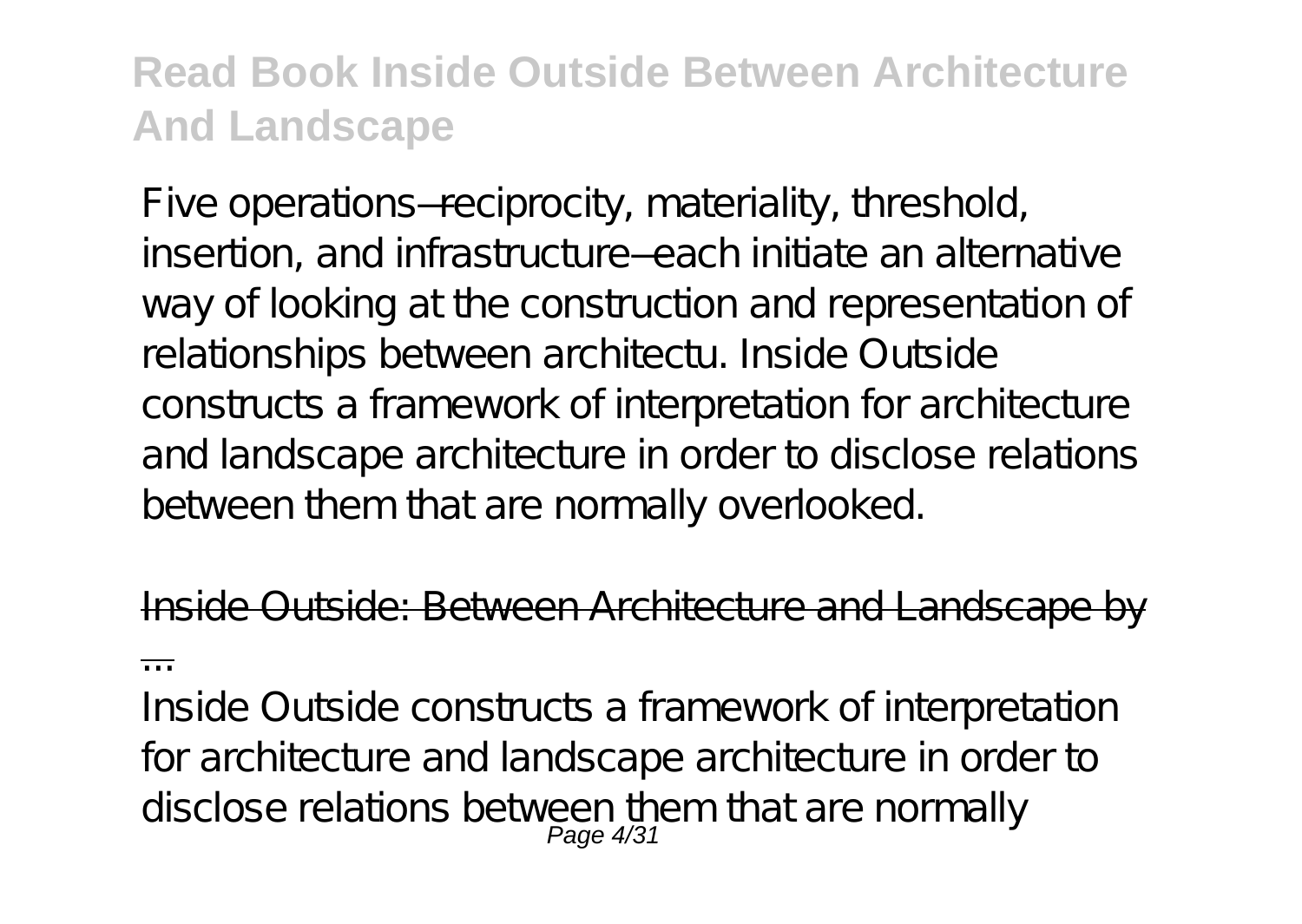Five operations—reciprocity, materiality, threshold, insertion, and infrastructure—each initiate an alternative way of looking at the construction and representation of relationships between architectu. Inside Outside constructs a framework of interpretation for architecture and landscape architecture in order to disclose relations between them that are normally overlooked.

Inside Outside: Between Architecture and Landscape by ...

Inside Outside constructs a framework of interpretation for architecture and landscape architecture in order to disclose relations between them that are normally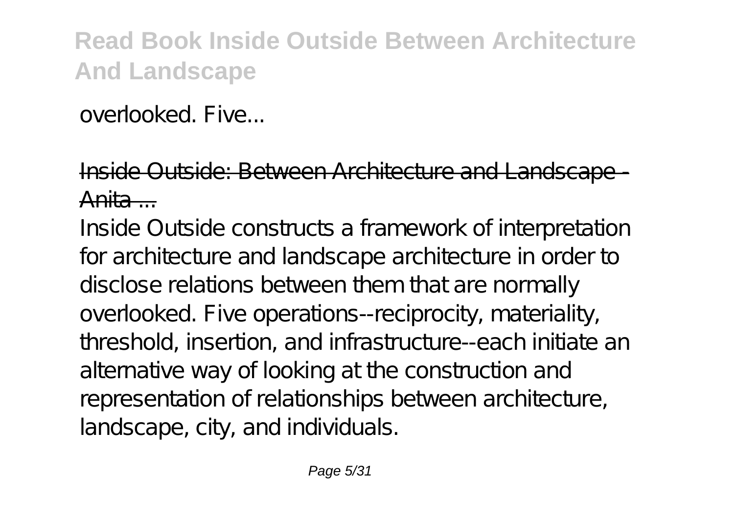overlooked. Five...

Inside Outside: Between Architecture and Landscape - Anita ...

Inside Outside constructs a framework of interpretation for architecture and landscape architecture in order to disclose relations between them that are normally overlooked. Five operations--reciprocity, materiality, threshold, insertion, and infrastructure--each initiate an alternative way of looking at the construction and representation of relationships between architecture, landscape, city, and individuals.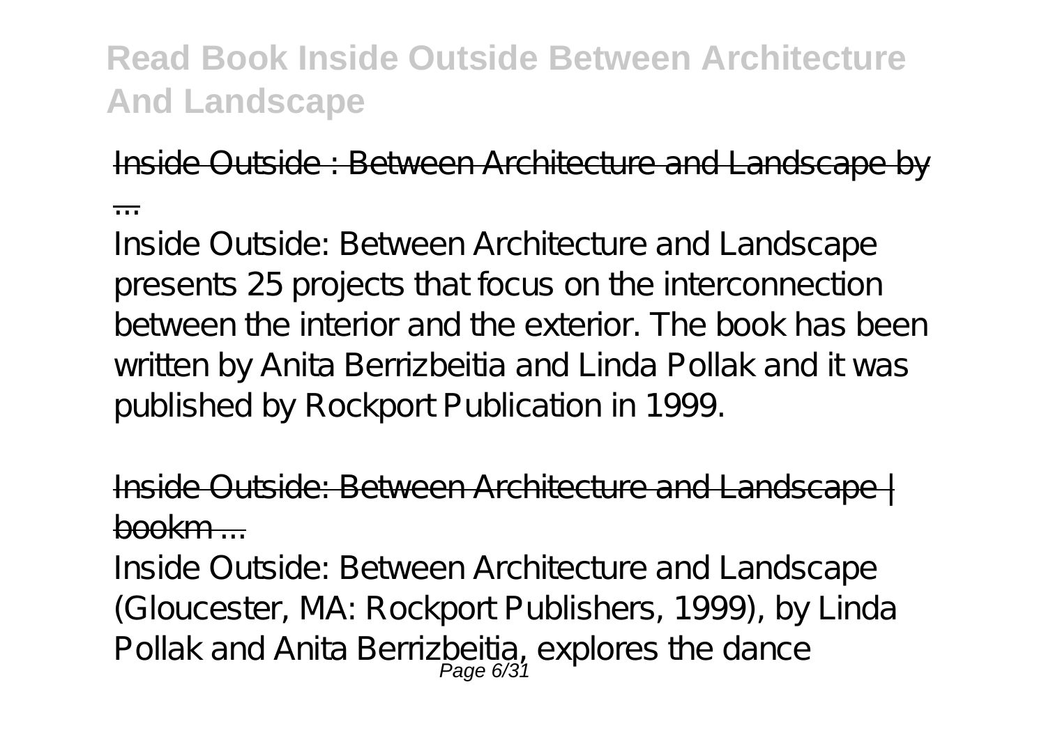Inside Outside : Between Architecture and Landscape by ...

Inside Outside: Between Architecture and Landscape presents 25 projects that focus on the interconnection between the interior and the exterior. The book has been written by Anita Berrizbeitia and Linda Pollak and it was published by Rockport Publication in 1999.

Inside Outside: Between Architecture and Landscape | bookm ...

Inside Outside: Between Architecture and Landscape (Gloucester, MA: Rockport Publishers, 1999), by Linda Pollak and Anita Berrizbeitia, explores the dance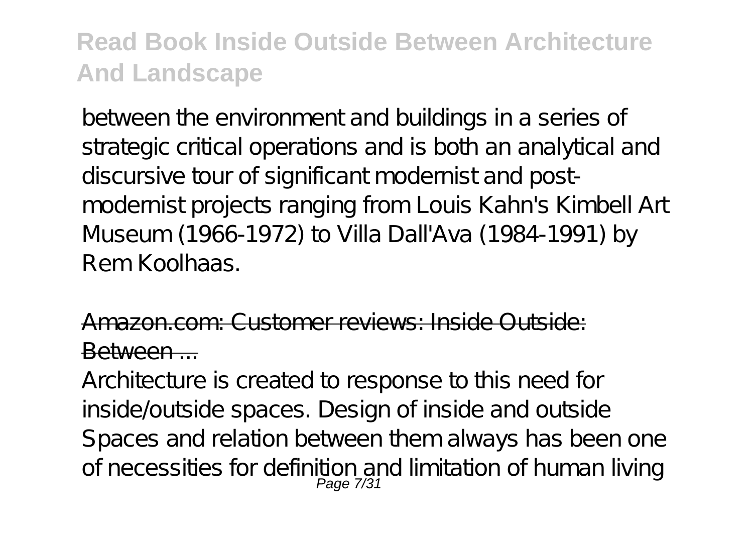between the environment and buildings in a series of strategic critical operations and is both an analytical and discursive tour of significant modernist and post-modernist projects ranging from Louis Kahn's Kimbell Art Museum (1966-1972) to Villa Dall'Ava (1984-1991) by Rem Koolhaas.

## Amazon.com: Customer reviews: Inside Outside: Between ...

Architecture is created to response to this need for inside/outside spaces. Design of inside and outside Spaces and relation between them always has been one of necessities for definition and limitation of human living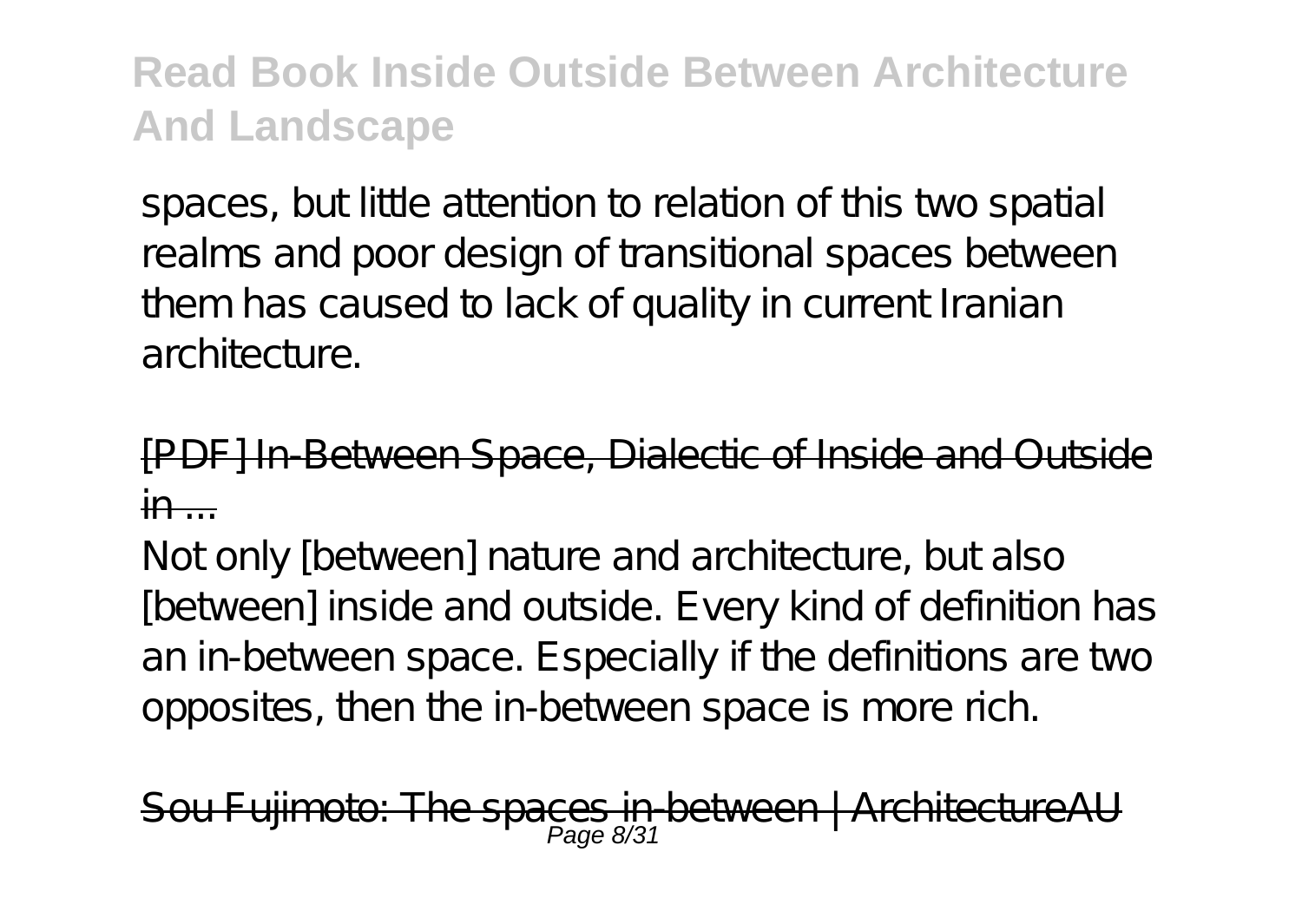spaces, but little attention to relation of this two spatial realms and poor design of transitional spaces between them has caused to lack of quality in current Iranian architecture.

[PDF] In-Between Space, Dialectic of Inside and Outside in ...

Not only [between] nature and architecture, but also [between] inside and outside. Every kind of definition has an in-between space. Especially if the definitions are two opposites, then the in-between space is more rich.

Sou Fujimoto: The spaces in-between | ArchitectureAU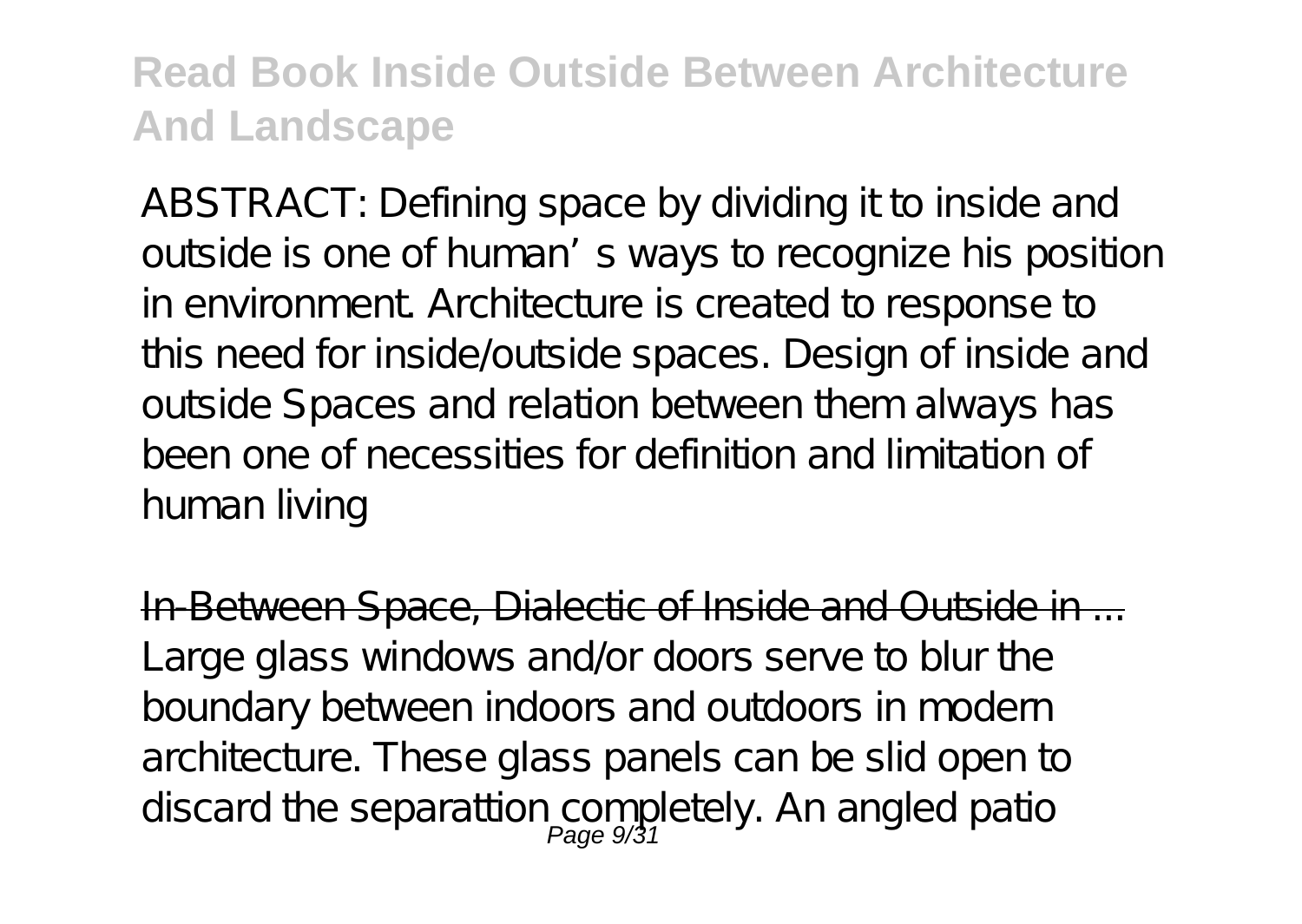ABSTRACT: Defining space by dividing it to inside and outside is one of human' s ways to recognize his position in environment. Architecture is created to response to this need for inside/outside spaces. Design of inside and outside Spaces and relation between them always has been one of necessities for definition and limitation of human living

In-Between Space, Dialectic of Inside and Outside in ...

Large glass windows and/or doors serve to blur the boundary between indoors and outdoors in modern architecture. These glass panels can be slid open to discard the separattion completely. An angled patio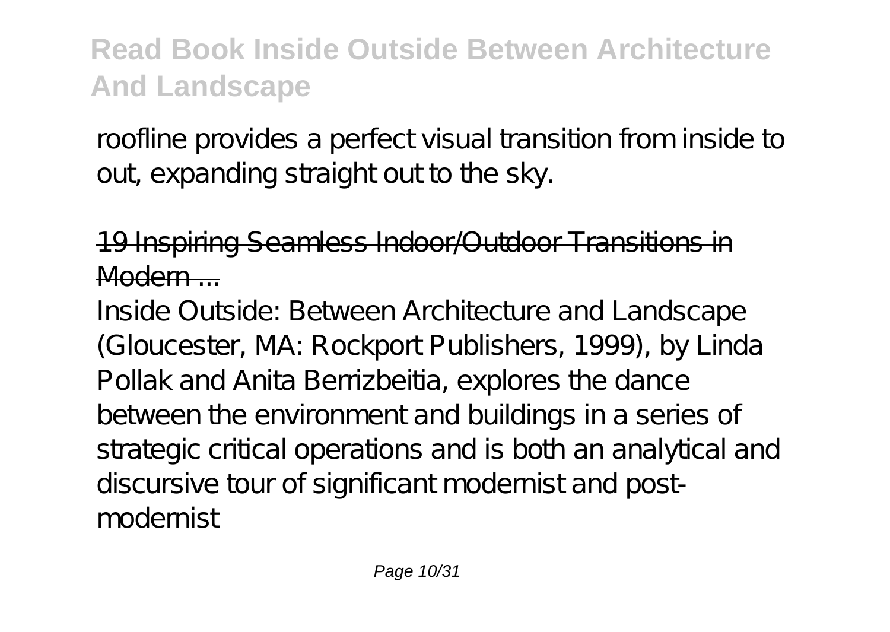roofline provides a perfect visual transition from inside to out, expanding straight out to the sky.

## 19 Inspiring Seamless Indoor/Outdoor Transitions in Modern ...

Inside Outside: Between Architecture and Landscape (Gloucester, MA: Rockport Publishers, 1999), by Linda Pollak and Anita Berrizbeitia, explores the dance between the environment and buildings in a series of strategic critical operations and is both an analytical and discursive tour of significant modernist and post-modernist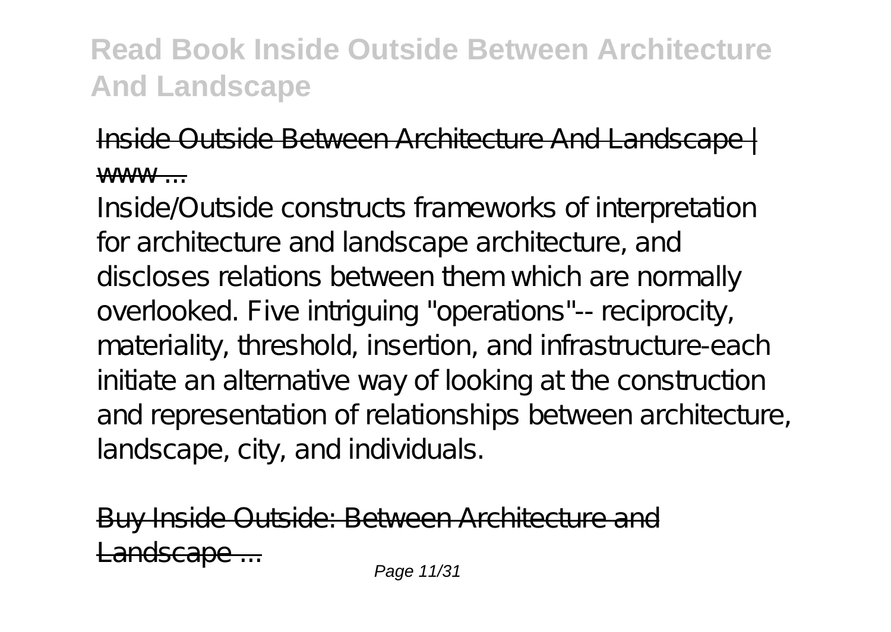Inside Outside Between Architecture And Landscape | www ...

Inside/Outside constructs frameworks of interpretation for architecture and landscape architecture, and discloses relations between them which are normally overlooked. Five intriguing "operations"-- reciprocity, materiality, threshold, insertion, and infrastructure-each initiate an alternative way of looking at the construction and representation of relationships between architecture, landscape, city, and individuals.

Buy Inside Outside: Between Architecture and Landscape ...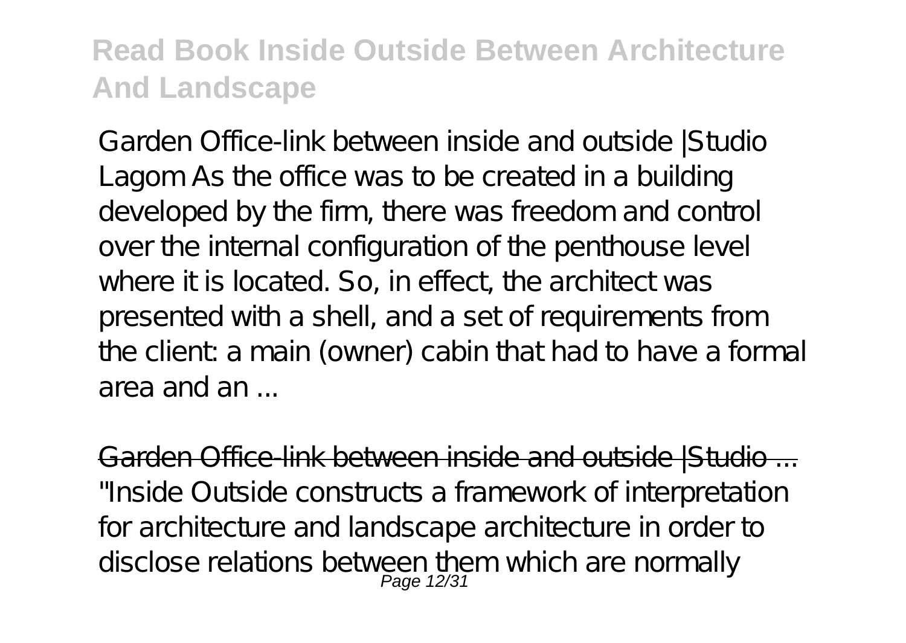Garden Office-link between inside and outside |Studio Lagom As the office was to be created in a building developed by the firm, there was freedom and control over the internal configuration of the penthouse level where it is located. So, in effect, the architect was presented with a shell, and a set of requirements from the client: a main (owner) cabin that had to have a formal area and an ...

~~Garden Office-link between inside and outside |Studio ...~~

"Inside Outside constructs a framework of interpretation for architecture and landscape architecture in order to disclose relations between them which are normally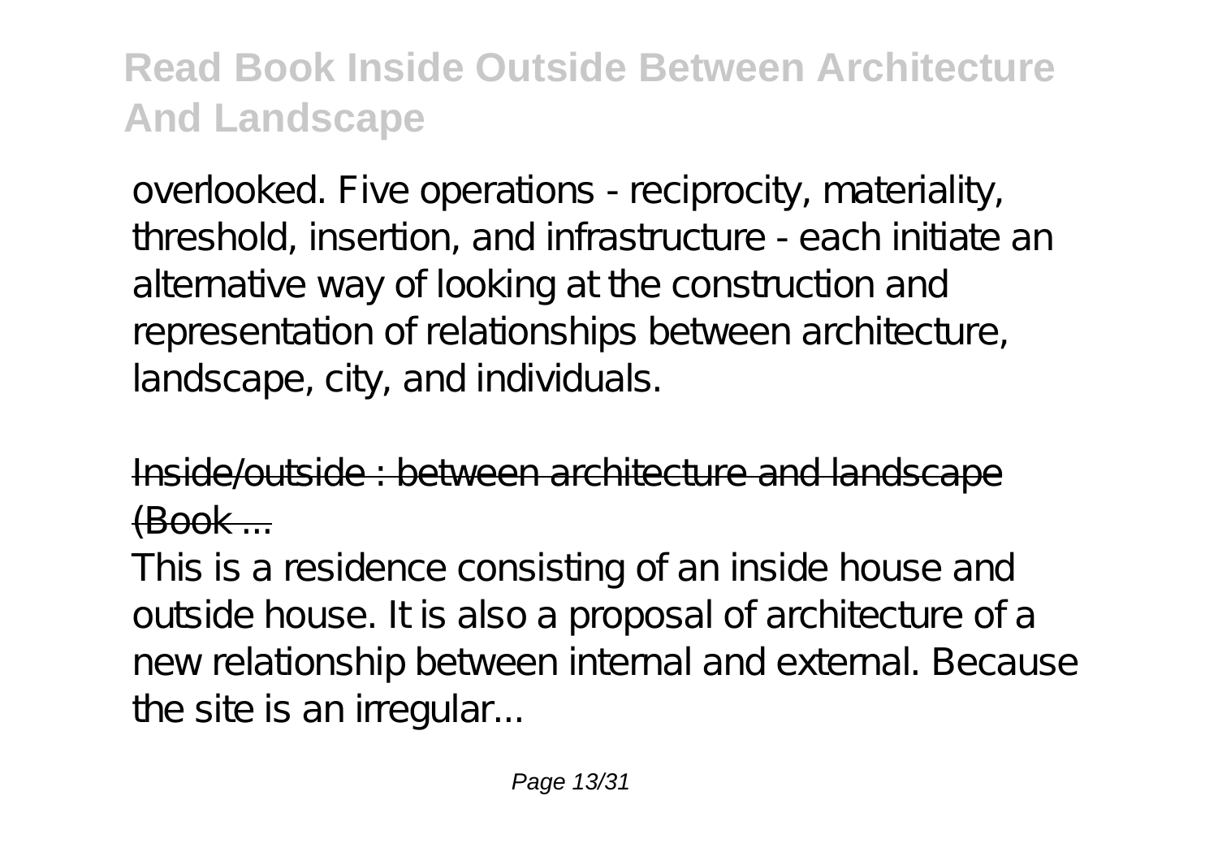overlooked. Five operations - reciprocity, materiality, threshold, insertion, and infrastructure - each initiate an alternative way of looking at the construction and representation of relationships between architecture, landscape, city, and individuals.

## Inside/outside : between architecture and landscape (Book ...

This is a residence consisting of an inside house and outside house. It is also a proposal of architecture of a new relationship between internal and external. Because the site is an irregular...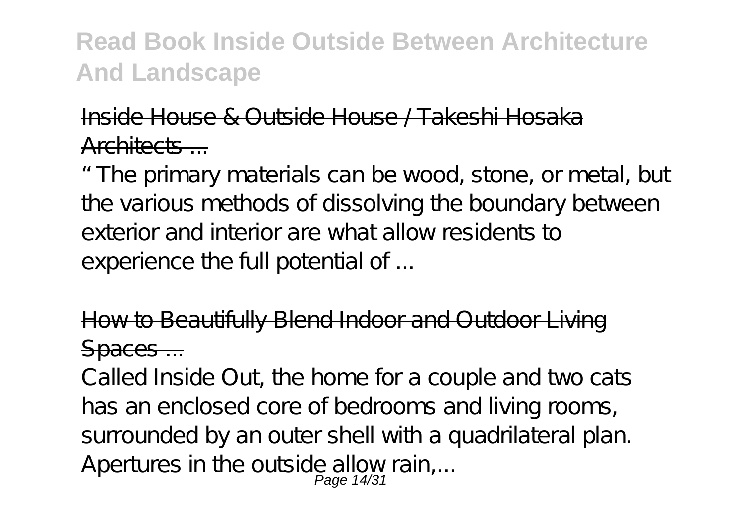Inside House & Outside House / Takeshi Hosaka Architects ...

"The primary materials can be wood, stone, or metal, but the various methods of dissolving the boundary between exterior and interior are what allow residents to experience the full potential of ...

How to Beautifully Blend Indoor and Outdoor Living Spaces ...

Called Inside Out, the home for a couple and two cats has an enclosed core of bedrooms and living rooms, surrounded by an outer shell with a quadrilateral plan. Apertures in the outside allow rain,...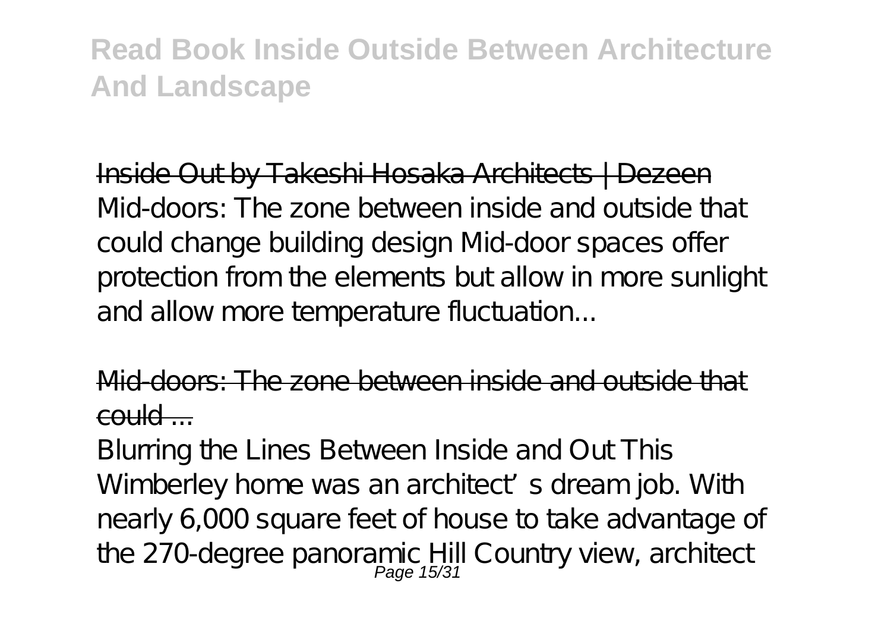Inside Out by Takeshi Hosaka Architects | Dezeen

Mid-doors: The zone between inside and outside that could change building design Mid-door spaces offer protection from the elements but allow in more sunlight and allow more temperature fluctuation...

Mid-doors: The zone between inside and outside that could ...

Blurring the Lines Between Inside and Out This Wimberley home was an architect's dream job. With nearly 6,000 square feet of house to take advantage of the 270-degree panoramic Hill Country view, architect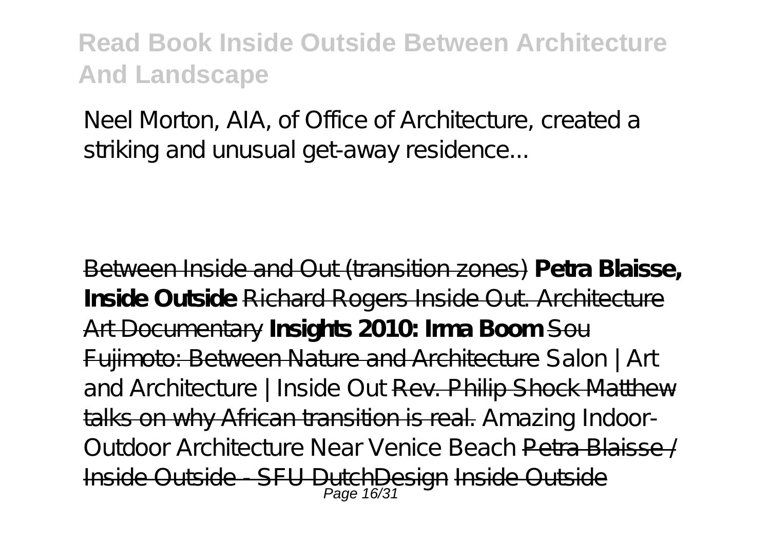Neel Morton, AIA, of Office of Architecture, created a striking and unusual get-away residence...

Between Inside and Out (transition zones) **Petra Blaisse, Inside Outside** Richard Rogers Inside Out. Architecture Art Documentary **Insights 2010: Irma Boom** Sou Fujimoto: Between Nature and Architecture Salon | Art and Architecture | Inside Out Rev. Philip Shock Matthew talks on why African transition is real. Amazing Indoor-Outdoor Architecture Near Venice Beach Petra Blaisse / Inside Outside - SFU DutchDesign Inside Outside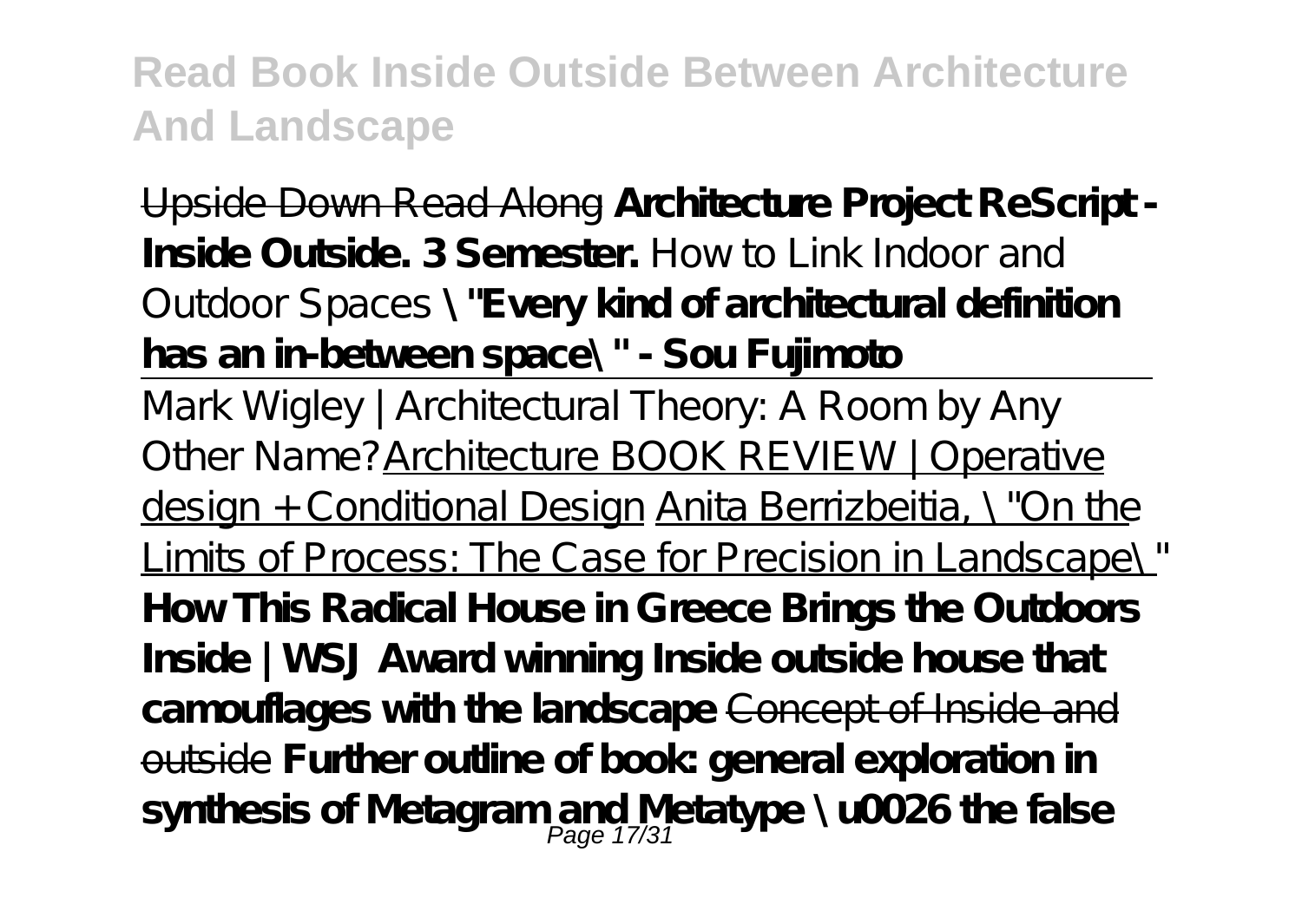Upside Down Read Along **Architecture Project ReScript - Inside Outside. 3 Semester.** How to Link Indoor and Outdoor Spaces **\"Every kind of architectural definition has an in-between space\" - Sou Fujimoto**

Mark Wigley | Architectural Theory: A Room by Any Other Name? Architecture BOOK REVIEW | Operative design + Conditional Design Anita Berrizbeitia, \"On the Limits of Process: The Case for Precision in Landscape\" **How This Radical House in Greece Brings the Outdoors Inside | WSJ Award winning Inside outside house that camouflages with the landscape** Concept of Inside and outside **Further outline of book: general exploration in synthesis of Metagram and Metatype \u0026 the false**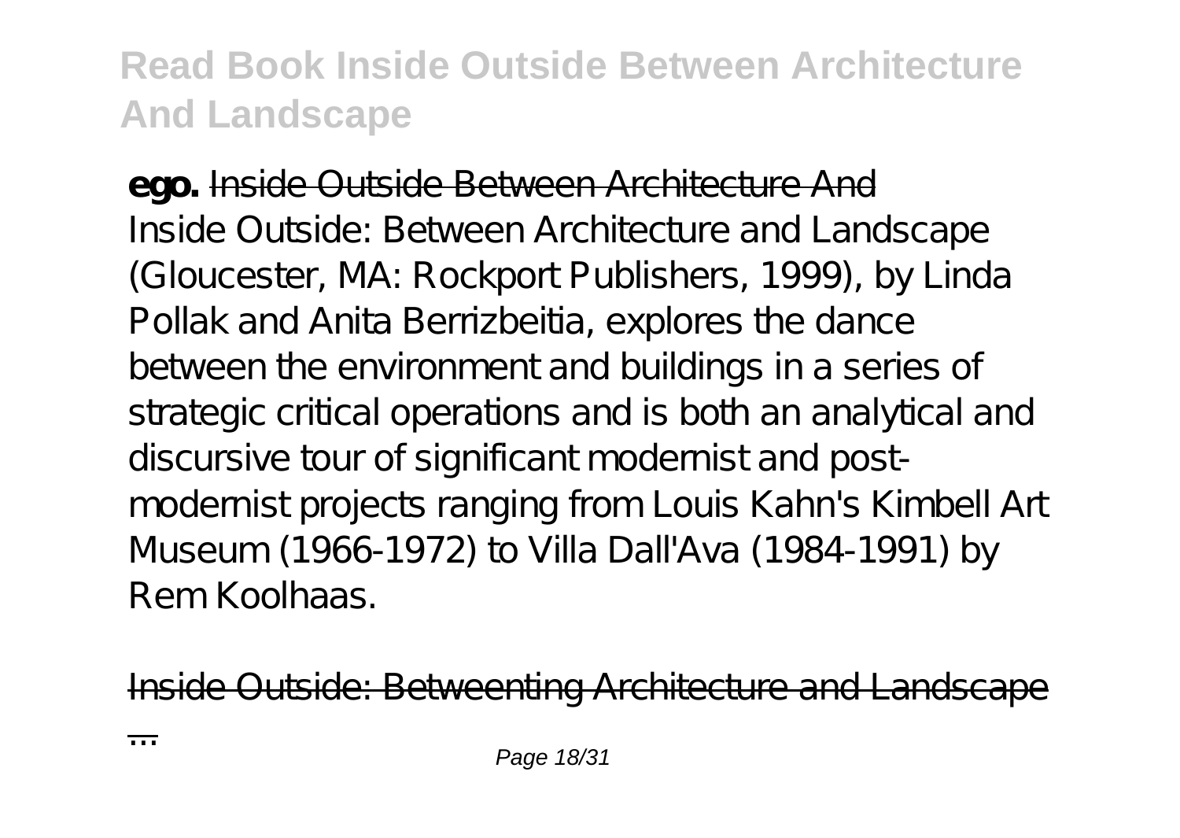**ego.** Inside Outside Between Architecture And

Inside Outside: Between Architecture and Landscape (Gloucester, MA: Rockport Publishers, 1999), by Linda Pollak and Anita Berrizbeitia, explores the dance between the environment and buildings in a series of strategic critical operations and is both an analytical and discursive tour of significant modernist and post-modernist projects ranging from Louis Kahn's Kimbell Art Museum (1966-1972) to Villa Dall'Ava (1984-1991) by Rem Koolhaas.

Inside Outside: Betweenting Architecture and Landscape ...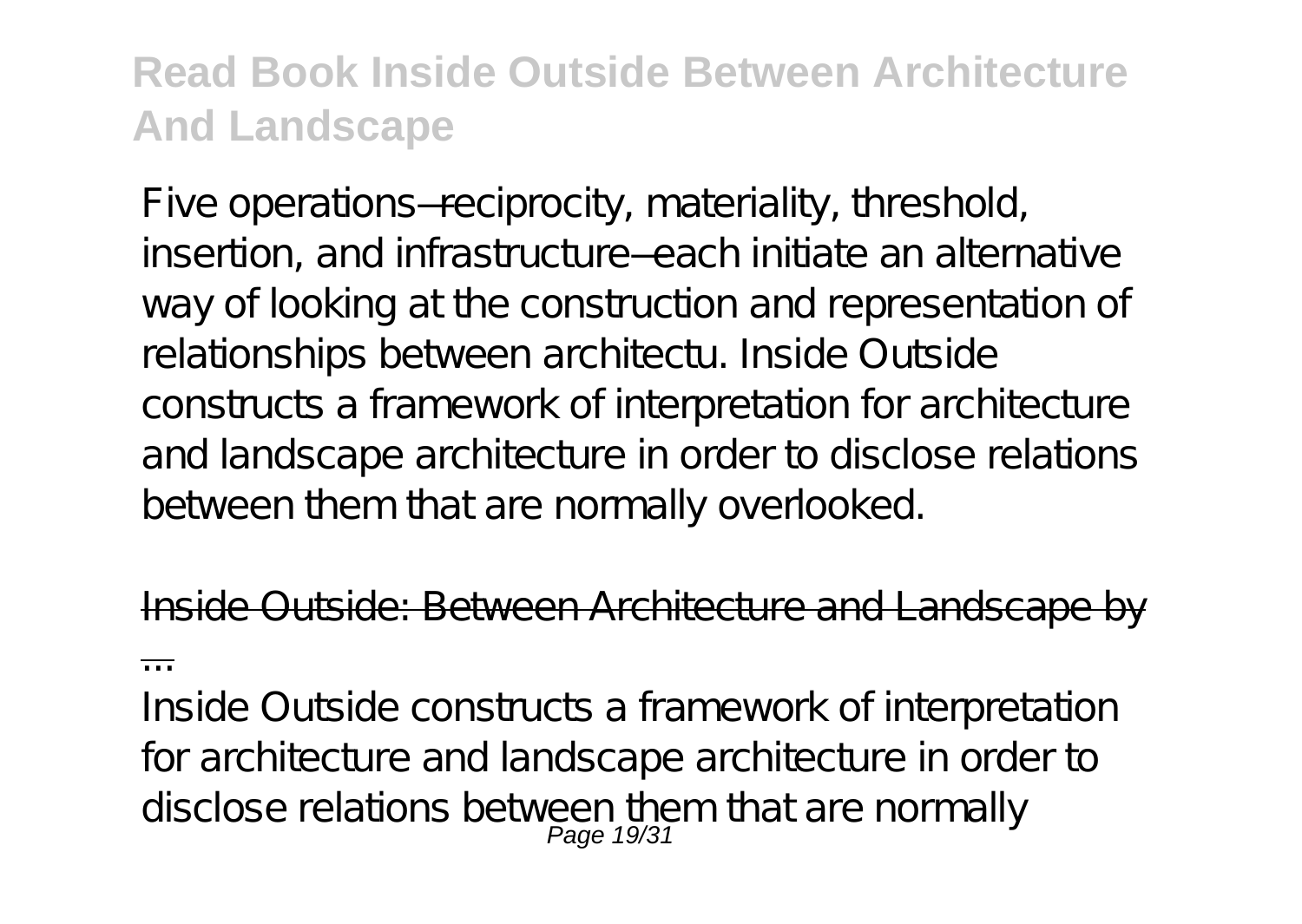Five operations—reciprocity, materiality, threshold, insertion, and infrastructure—each initiate an alternative way of looking at the construction and representation of relationships between architectu. Inside Outside constructs a framework of interpretation for architecture and landscape architecture in order to disclose relations between them that are normally overlooked.

Inside Outside: Between Architecture and Landscape by ...

Inside Outside constructs a framework of interpretation for architecture and landscape architecture in order to disclose relations between them that are normally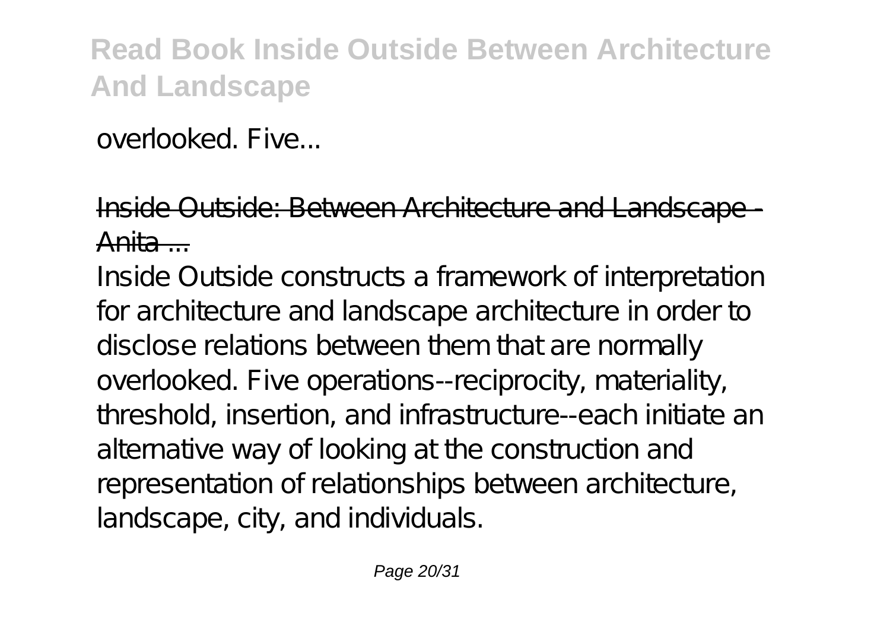overlooked. Five...

Inside Outside: Between Architecture and Landscape - Anita ...

Inside Outside constructs a framework of interpretation for architecture and landscape architecture in order to disclose relations between them that are normally overlooked. Five operations--reciprocity, materiality, threshold, insertion, and infrastructure--each initiate an alternative way of looking at the construction and representation of relationships between architecture, landscape, city, and individuals.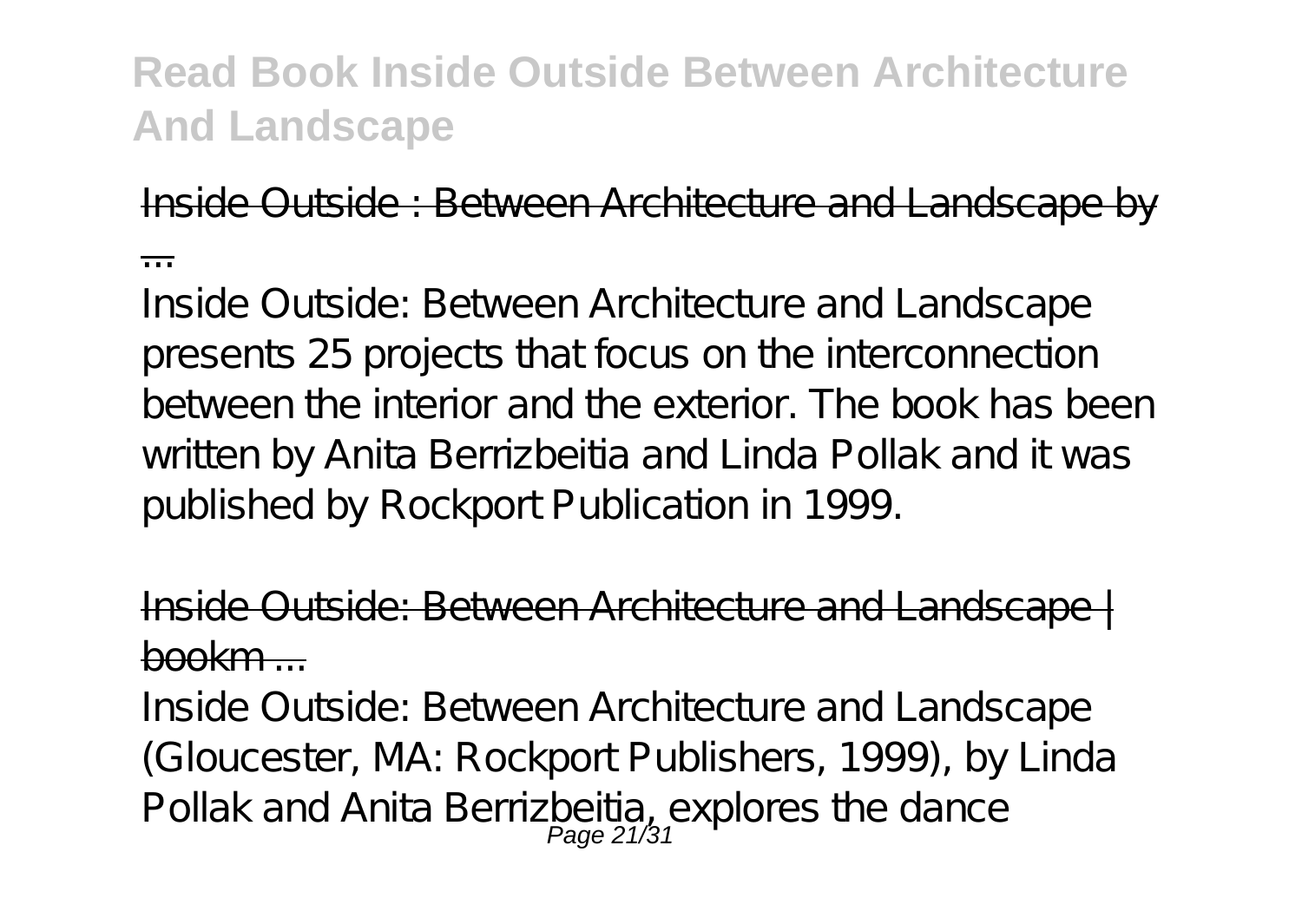Inside Outside : Between Architecture and Landscape by ...

Inside Outside: Between Architecture and Landscape presents 25 projects that focus on the interconnection between the interior and the exterior. The book has been written by Anita Berrizbeitia and Linda Pollak and it was published by Rockport Publication in 1999.

Inside Outside: Between Architecture and Landscape | bookm ...

Inside Outside: Between Architecture and Landscape (Gloucester, MA: Rockport Publishers, 1999), by Linda Pollak and Anita Berrizbeitia, explores the dance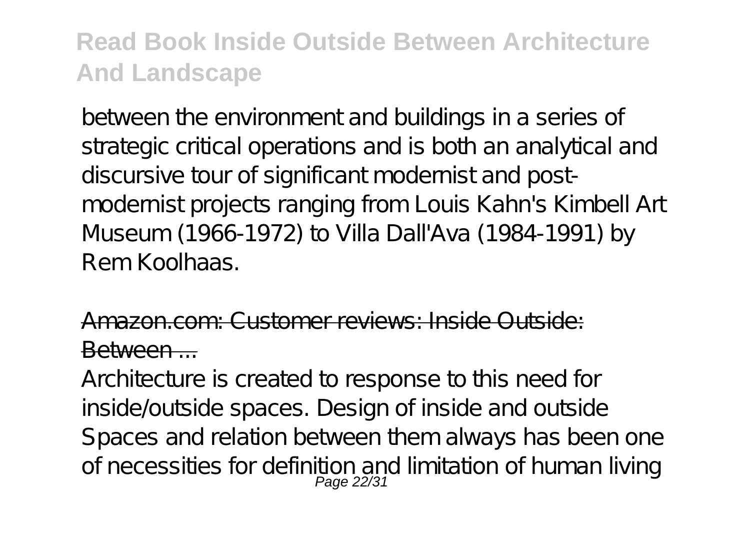between the environment and buildings in a series of strategic critical operations and is both an analytical and discursive tour of significant modernist and post-modernist projects ranging from Louis Kahn's Kimbell Art Museum (1966-1972) to Villa Dall'Ava (1984-1991) by Rem Koolhaas.

Amazon.com: Customer reviews: Inside Outside: Between ...

Architecture is created to response to this need for inside/outside spaces. Design of inside and outside Spaces and relation between them always has been one of necessities for definition and limitation of human living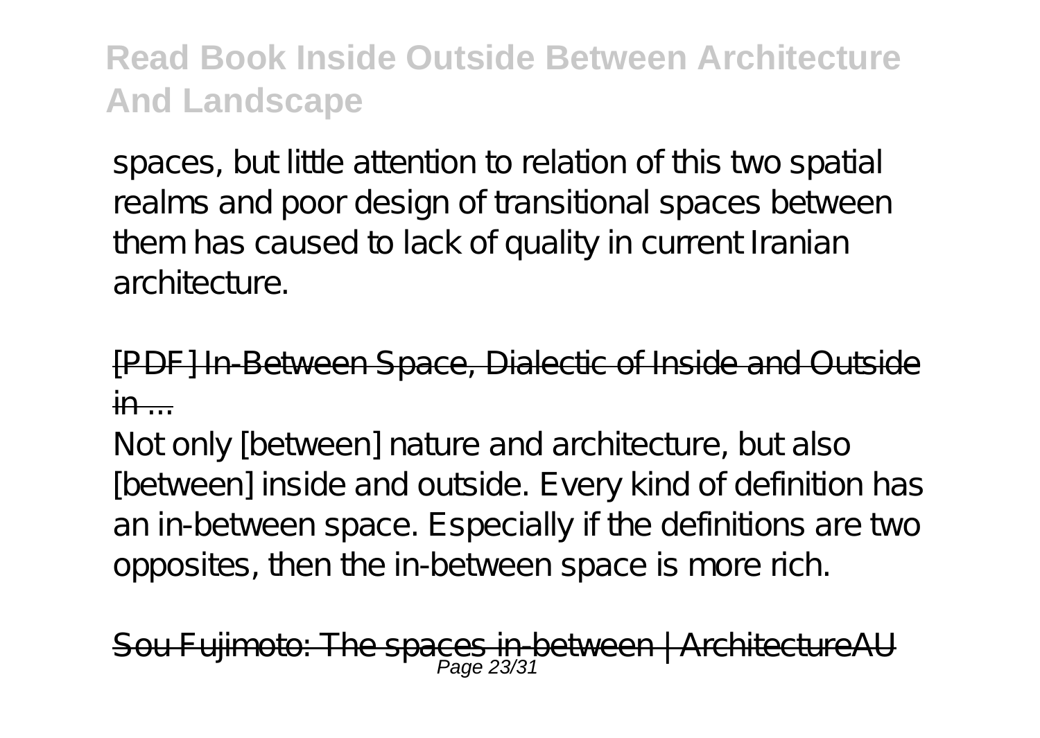spaces, but little attention to relation of this two spatial realms and poor design of transitional spaces between them has caused to lack of quality in current Iranian architecture.

[PDF] In-Between Space, Dialectic of Inside and Outside in ...

Not only [between] nature and architecture, but also [between] inside and outside. Every kind of definition has an in-between space. Especially if the definitions are two opposites, then the in-between space is more rich.

Sou Fujimoto: The spaces in-between | ArchitectureAU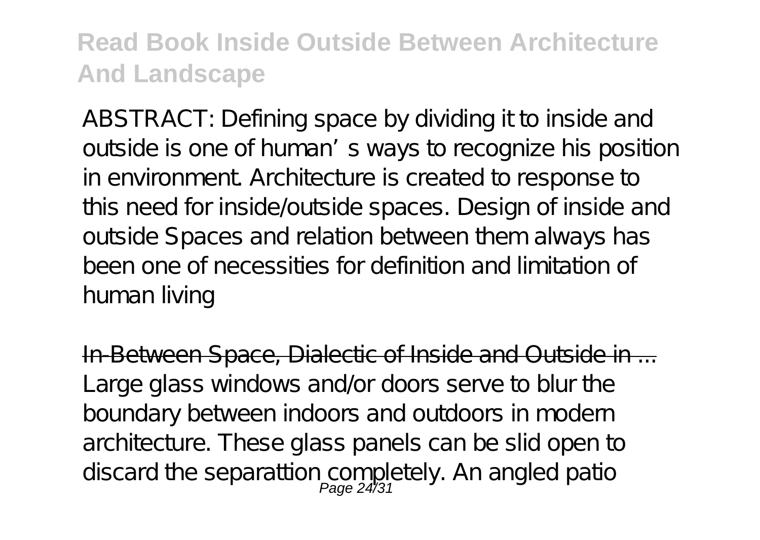## Read Book Inside Outside Between Architecture And Landscape

ABSTRACT: Defining space by dividing it to inside and outside is one of human's ways to recognize his position in environment. Architecture is created to response to this need for inside/outside spaces. Design of inside and outside Spaces and relation between them always has been one of necessities for definition and limitation of human living

In-Between Space, Dialectic of Inside and Outside in ...

Large glass windows and/or doors serve to blur the boundary between indoors and outdoors in modern architecture. These glass panels can be slid open to discard the separattion completely. An angled patio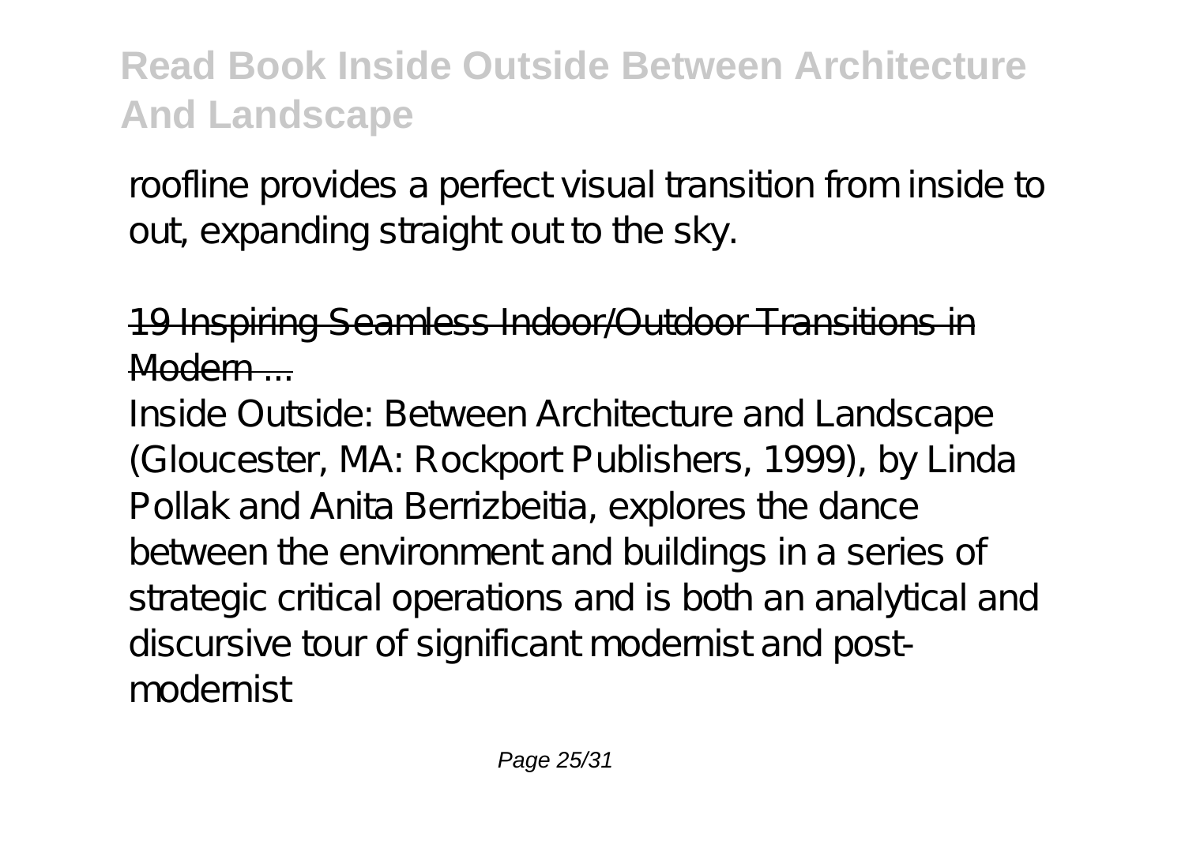roofline provides a perfect visual transition from inside to out, expanding straight out to the sky.

## 19 Inspiring Seamless Indoor/Outdoor Transitions in Modern ...

Inside Outside: Between Architecture and Landscape (Gloucester, MA: Rockport Publishers, 1999), by Linda Pollak and Anita Berrizbeitia, explores the dance between the environment and buildings in a series of strategic critical operations and is both an analytical and discursive tour of significant modernist and post-modernist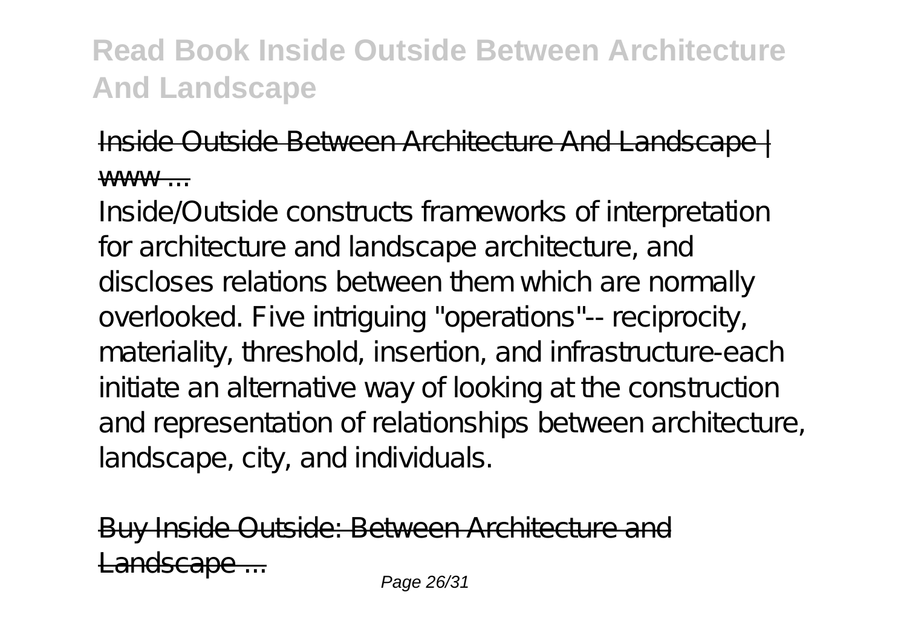Inside Outside Between Architecture And Landscape | www ...

Inside/Outside constructs frameworks of interpretation for architecture and landscape architecture, and discloses relations between them which are normally overlooked. Five intriguing "operations"-- reciprocity, materiality, threshold, insertion, and infrastructure-each initiate an alternative way of looking at the construction and representation of relationships between architecture, landscape, city, and individuals.

Buy Inside Outside: Between Architecture and Landscape ...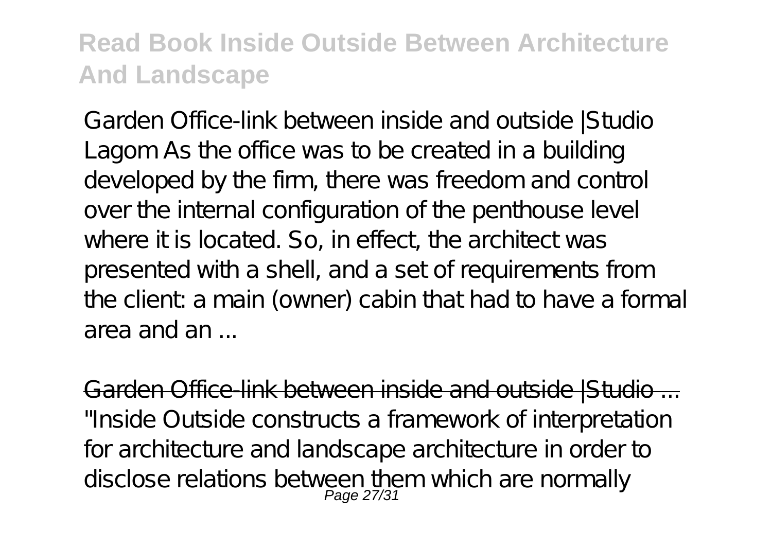Garden Office-link between inside and outside |Studio Lagom As the office was to be created in a building developed by the firm, there was freedom and control over the internal configuration of the penthouse level where it is located. So, in effect, the architect was presented with a shell, and a set of requirements from the client: a main (owner) cabin that had to have a formal area and an ...

Garden Office-link between inside and outside |Studio ...

"Inside Outside constructs a framework of interpretation for architecture and landscape architecture in order to disclose relations between them which are normally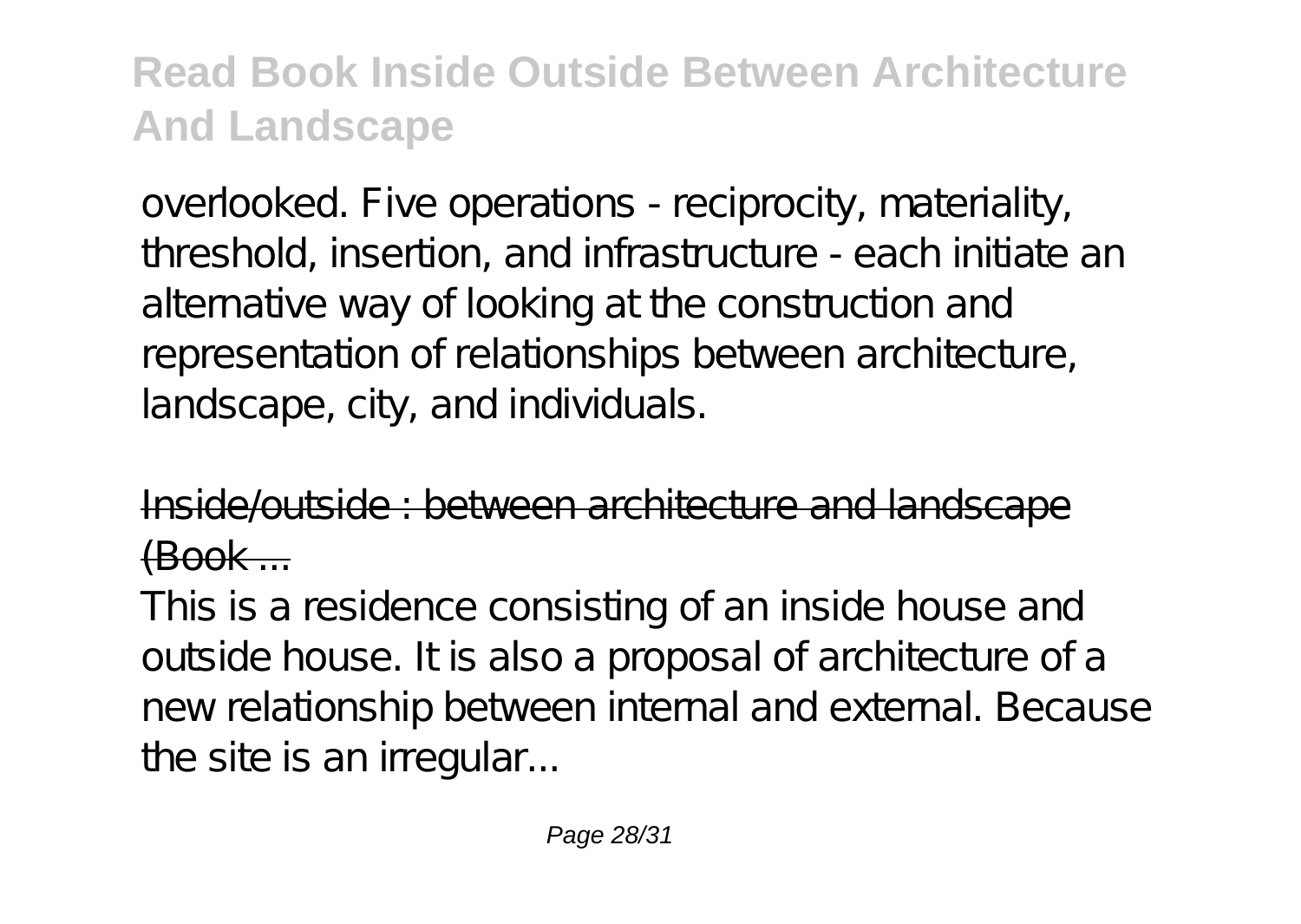overlooked. Five operations - reciprocity, materiality, threshold, insertion, and infrastructure - each initiate an alternative way of looking at the construction and representation of relationships between architecture, landscape, city, and individuals.

Inside/outside : between architecture and landscape (Book ...

This is a residence consisting of an inside house and outside house. It is also a proposal of architecture of a new relationship between internal and external. Because the site is an irregular...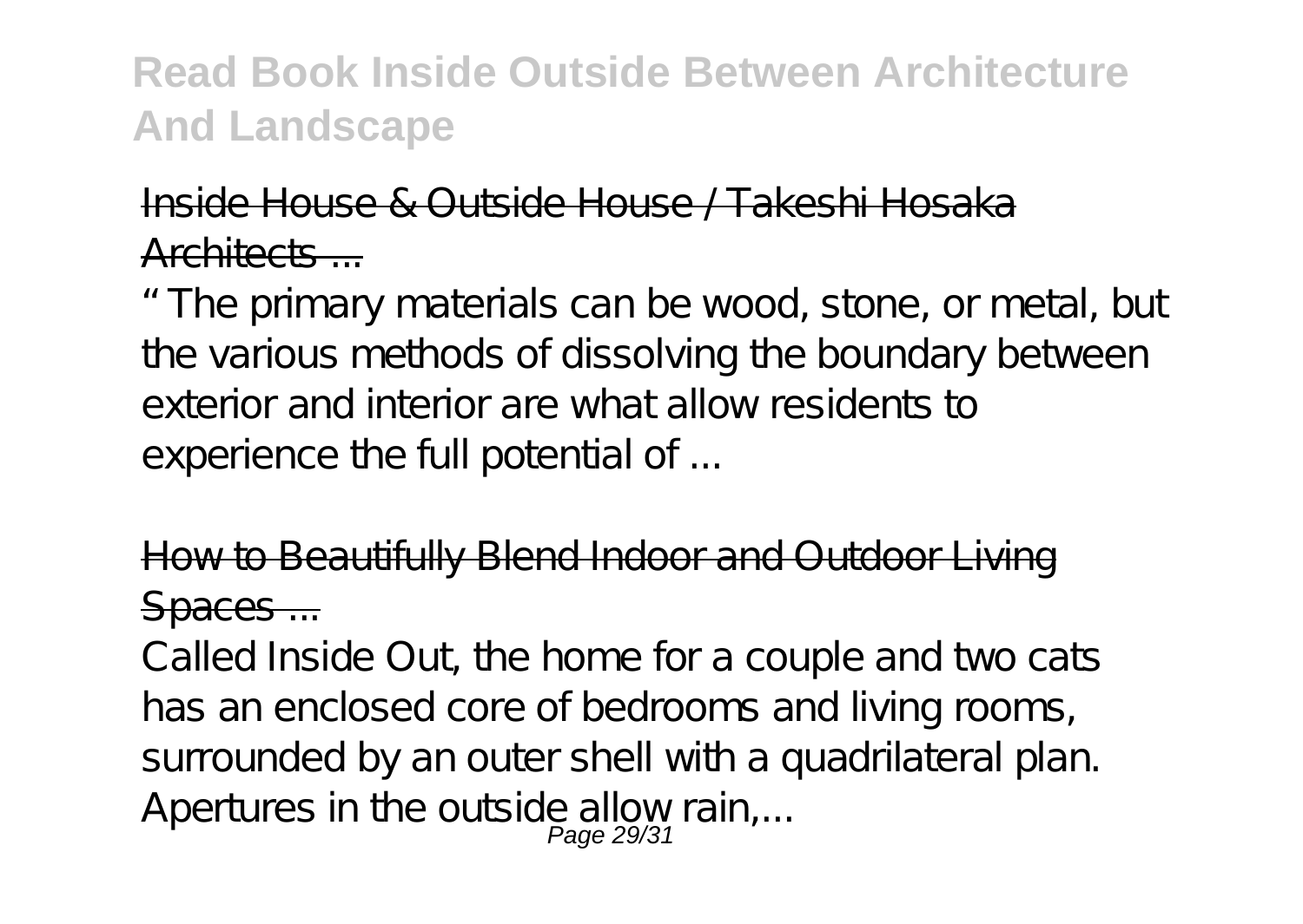Inside House & Outside House / Takeshi Hosaka Architects ...

" The primary materials can be wood, stone, or metal, but the various methods of dissolving the boundary between exterior and interior are what allow residents to experience the full potential of ...

How to Beautifully Blend Indoor and Outdoor Living Spaces ...

Called Inside Out, the home for a couple and two cats has an enclosed core of bedrooms and living rooms, surrounded by an outer shell with a quadrilateral plan. Apertures in the outside allow rain,...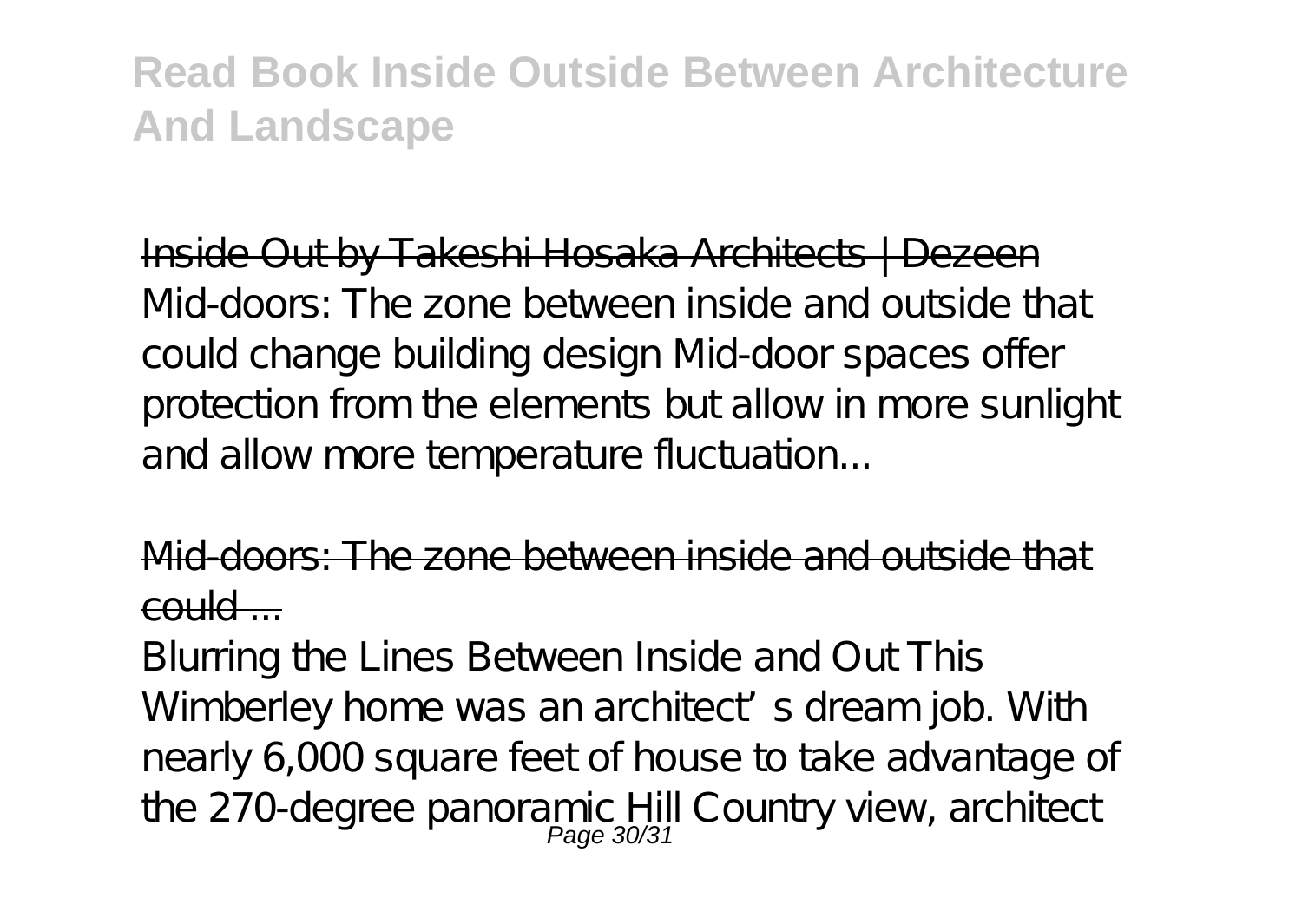Inside Out by Takeshi Hosaka Architects | Dezeen
Mid-doors: The zone between inside and outside that could change building design Mid-door spaces offer protection from the elements but allow in more sunlight and allow more temperature fluctuation...

Mid-doors: The zone between inside and outside that could ...

Blurring the Lines Between Inside and Out This Wimberley home was an architect's dream job. With nearly 6,000 square feet of house to take advantage of the 270-degree panoramic Hill Country view, architect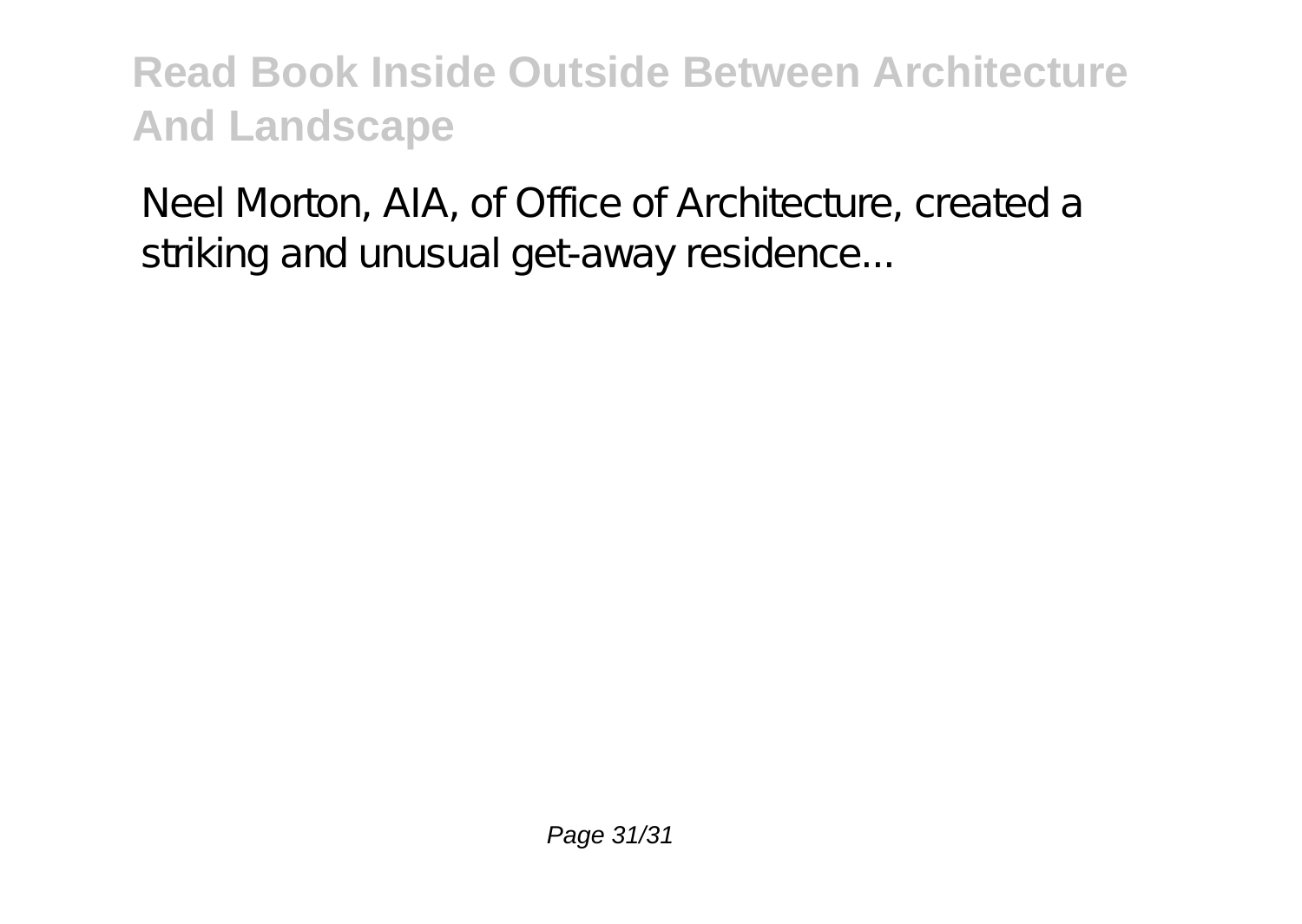Neel Morton, AIA, of Office of Architecture, created a striking and unusual get-away residence...